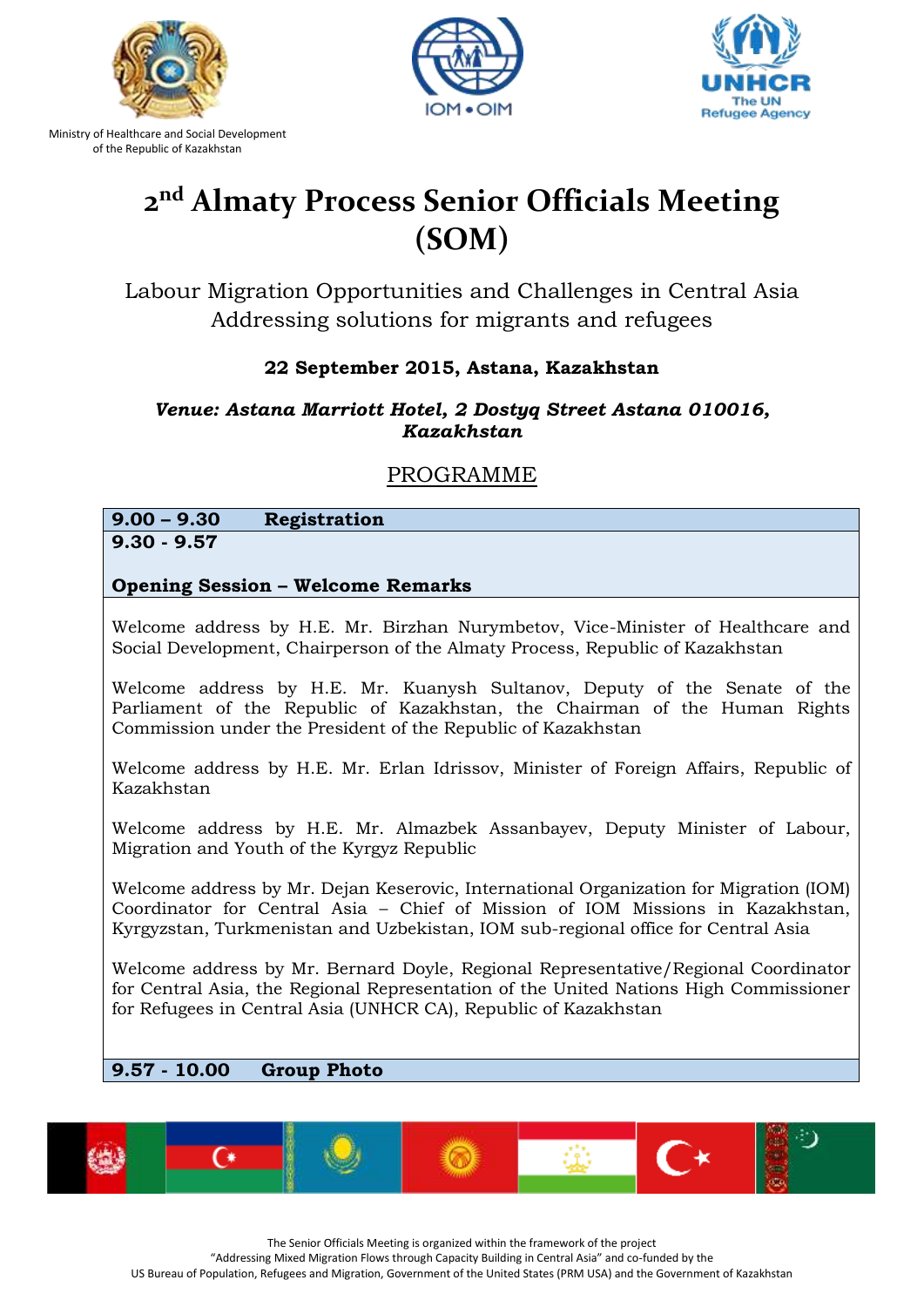Ministry of Healthcare and Social Development of the Republic of Kazakhstan

# 2nd Almaty Process Senior Officials Meeting (SOM)

Labour Migration Opportunities and Challenges in Central Asia
Addressing solutions for migrants and refugees

**22 September 2015, Astana, Kazakhstan**

***Venue: Astana Marriott Hotel, 2 Dostyq Street Astana 010016, Kazakhstan***

## PROGRAMME

**9.00 – 9.30 Registration**

**9.30 - 9.57**

**Opening Session – Welcome Remarks**

Welcome address by H.E. Mr. Birzhan Nurymbetov, Vice-Minister of Healthcare and Social Development, Chairperson of the Almaty Process, Republic of Kazakhstan

Welcome address by H.E. Mr. Kuanysh Sultanov, Deputy of the Senate of the Parliament of the Republic of Kazakhstan, the Chairman of the Human Rights Commission under the President of the Republic of Kazakhstan

Welcome address by H.E. Mr. Erlan Idrissov, Minister of Foreign Affairs, Republic of Kazakhstan

Welcome address by H.E. Mr. Almazbek Assanbayev, Deputy Minister of Labour, Migration and Youth of the Kyrgyz Republic

Welcome address by Mr. Dejan Keserovic, International Organization for Migration (IOM) Coordinator for Central Asia – Chief of Mission of IOM Missions in Kazakhstan, Kyrgyzstan, Turkmenistan and Uzbekistan, IOM sub-regional office for Central Asia

Welcome address by Mr. Bernard Doyle, Regional Representative/Regional Coordinator for Central Asia, the Regional Representation of the United Nations High Commissioner for Refugees in Central Asia (UNHCR CA), Republic of Kazakhstan

**9.57 - 10.00 Group Photo**

The Senior Officials Meeting is organized within the framework of the project "Addressing Mixed Migration Flows through Capacity Building in Central Asia" and co-funded by the US Bureau of Population, Refugees and Migration, Government of the United States (PRM USA) and the Government of Kazakhstan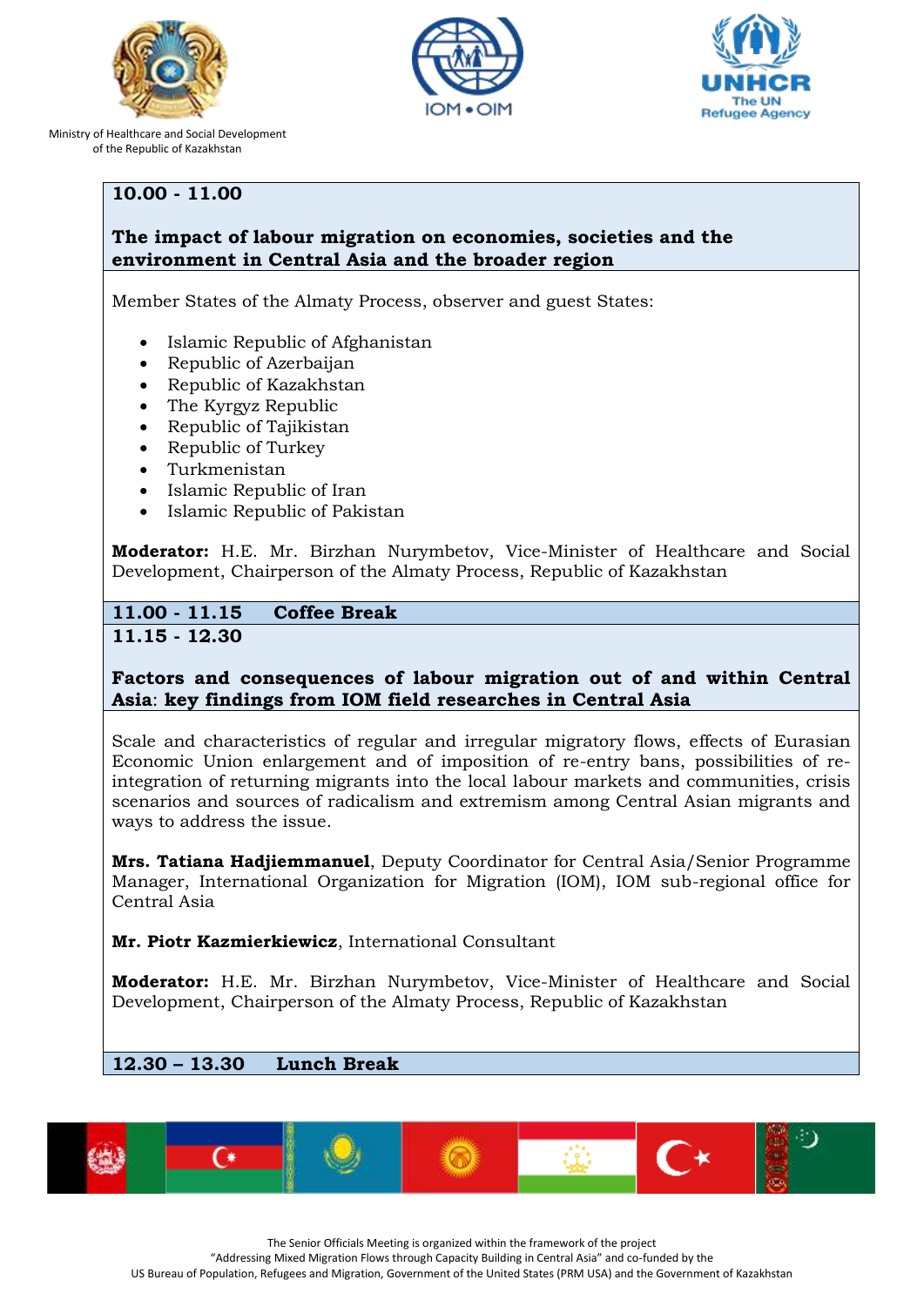Ministry of Healthcare and Social Development of the Republic of Kazakhstan

**10.00 - 11.00**

**The impact of labour migration on economies, societies and the environment in Central Asia and the broader region**

Member States of the Almaty Process, observer and guest States:

- Islamic Republic of Afghanistan
- Republic of Azerbaijan
- Republic of Kazakhstan
- The Kyrgyz Republic
- Republic of Tajikistan
- Republic of Turkey
- Turkmenistan
- Islamic Republic of Iran
- Islamic Republic of Pakistan

**Moderator:** H.E. Mr. Birzhan Nurymbetov, Vice-Minister of Healthcare and Social Development, Chairperson of the Almaty Process, Republic of Kazakhstan

**11.00 - 11.15 Coffee Break**

**11.15 - 12.30**

**Factors and consequences of labour migration out of and within Central Asia: key findings from IOM field researches in Central Asia**

Scale and characteristics of regular and irregular migratory flows, effects of Eurasian Economic Union enlargement and of imposition of re-entry bans, possibilities of re-integration of returning migrants into the local labour markets and communities, crisis scenarios and sources of radicalism and extremism among Central Asian migrants and ways to address the issue.

**Mrs. Tatiana Hadjiemmanuel**, Deputy Coordinator for Central Asia/Senior Programme Manager, International Organization for Migration (IOM), IOM sub-regional office for Central Asia

**Mr. Piotr Kazmierkiewicz**, International Consultant

**Moderator:** H.E. Mr. Birzhan Nurymbetov, Vice-Minister of Healthcare and Social Development, Chairperson of the Almaty Process, Republic of Kazakhstan

**12.30 – 13.30 Lunch Break**

The Senior Officials Meeting is organized within the framework of the project "Addressing Mixed Migration Flows through Capacity Building in Central Asia" and co-funded by the US Bureau of Population, Refugees and Migration, Government of the United States (PRM USA) and the Government of Kazakhstan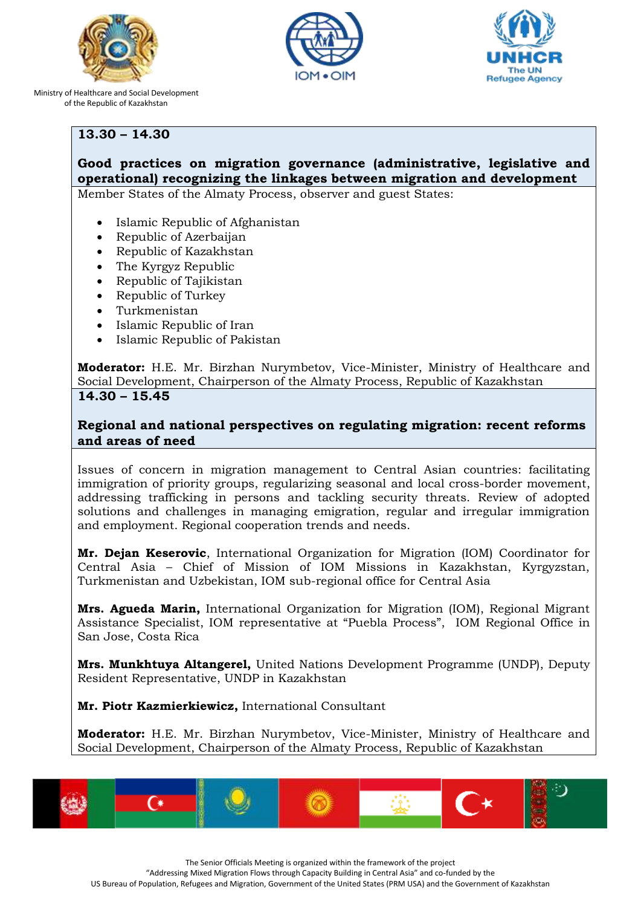Ministry of Healthcare and Social Development of the Republic of Kazakhstan

**13.30 – 14.30**

**Good practices on migration governance (administrative, legislative and operational) recognizing the linkages between migration and development**

Member States of the Almaty Process, observer and guest States:

- Islamic Republic of Afghanistan
- Republic of Azerbaijan
- Republic of Kazakhstan
- The Kyrgyz Republic
- Republic of Tajikistan
- Republic of Turkey
- Turkmenistan
- Islamic Republic of Iran
- Islamic Republic of Pakistan

**Moderator:** H.E. Mr. Birzhan Nurymbetov, Vice-Minister, Ministry of Healthcare and Social Development, Chairperson of the Almaty Process, Republic of Kazakhstan

**14.30 – 15.45**

**Regional and national perspectives on regulating migration: recent reforms and areas of need**

Issues of concern in migration management to Central Asian countries: facilitating immigration of priority groups, regularizing seasonal and local cross-border movement, addressing trafficking in persons and tackling security threats. Review of adopted solutions and challenges in managing emigration, regular and irregular immigration and employment. Regional cooperation trends and needs.

**Mr. Dejan Keserovic**, International Organization for Migration (IOM) Coordinator for Central Asia – Chief of Mission of IOM Missions in Kazakhstan, Kyrgyzstan, Turkmenistan and Uzbekistan, IOM sub-regional office for Central Asia

**Mrs. Agueda Marin,** International Organization for Migration (IOM), Regional Migrant Assistance Specialist, IOM representative at "Puebla Process", IOM Regional Office in San Jose, Costa Rica

**Mrs. Munkhtuya Altangerel,** United Nations Development Programme (UNDP), Deputy Resident Representative, UNDP in Kazakhstan

**Mr. Piotr Kazmierkiewicz,** International Consultant

**Moderator:** H.E. Mr. Birzhan Nurymbetov, Vice-Minister, Ministry of Healthcare and Social Development, Chairperson of the Almaty Process, Republic of Kazakhstan

The Senior Officials Meeting is organized within the framework of the project "Addressing Mixed Migration Flows through Capacity Building in Central Asia" and co-funded by the US Bureau of Population, Refugees and Migration, Government of the United States (PRM USA) and the Government of Kazakhstan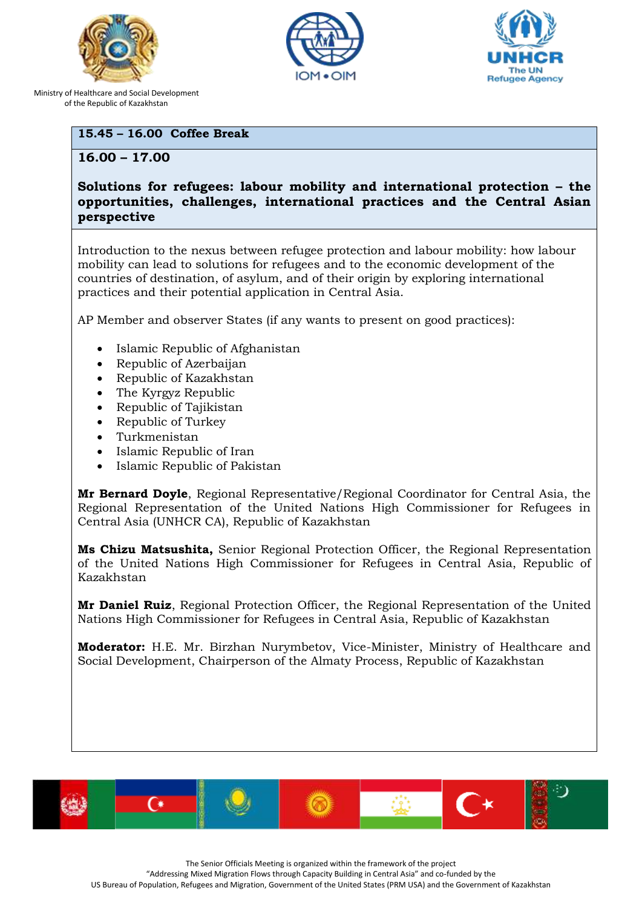Ministry of Healthcare and Social Development of the Republic of Kazakhstan

**15.45 – 16.00 Coffee Break**

**16.00 – 17.00**

**Solutions for refugees: labour mobility and international protection – the opportunities, challenges, international practices and the Central Asian perspective**

Introduction to the nexus between refugee protection and labour mobility: how labour mobility can lead to solutions for refugees and to the economic development of the countries of destination, of asylum, and of their origin by exploring international practices and their potential application in Central Asia.

AP Member and observer States (if any wants to present on good practices):

- Islamic Republic of Afghanistan
- Republic of Azerbaijan
- Republic of Kazakhstan
- The Kyrgyz Republic
- Republic of Tajikistan
- Republic of Turkey
- Turkmenistan
- Islamic Republic of Iran
- Islamic Republic of Pakistan

**Mr Bernard Doyle**, Regional Representative/Regional Coordinator for Central Asia, the Regional Representation of the United Nations High Commissioner for Refugees in Central Asia (UNHCR CA), Republic of Kazakhstan

**Ms Chizu Matsushita,** Senior Regional Protection Officer, the Regional Representation of the United Nations High Commissioner for Refugees in Central Asia, Republic of Kazakhstan

**Mr Daniel Ruiz**, Regional Protection Officer, the Regional Representation of the United Nations High Commissioner for Refugees in Central Asia, Republic of Kazakhstan

**Moderator:** H.E. Mr. Birzhan Nurymbetov, Vice-Minister, Ministry of Healthcare and Social Development, Chairperson of the Almaty Process, Republic of Kazakhstan

The Senior Officials Meeting is organized within the framework of the project "Addressing Mixed Migration Flows through Capacity Building in Central Asia" and co-funded by the US Bureau of Population, Refugees and Migration, Government of the United States (PRM USA) and the Government of Kazakhstan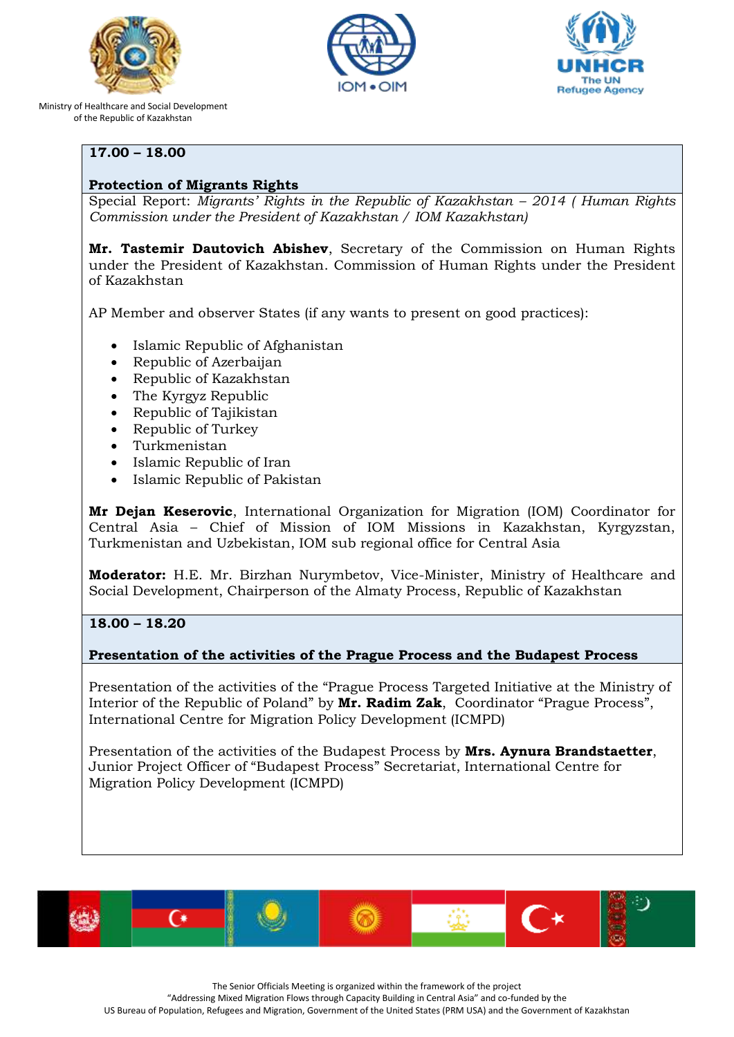Ministry of Healthcare and Social Development of the Republic of Kazakhstan

**17.00 – 18.00**

**Protection of Migrants Rights**

Special Report: *Migrants' Rights in the Republic of Kazakhstan – 2014 ( Human Rights Commission under the President of Kazakhstan / IOM Kazakhstan)*

**Mr. Tastemir Dautovich Abishev**, Secretary of the Commission on Human Rights under the President of Kazakhstan. Commission of Human Rights under the President of Kazakhstan

AP Member and observer States (if any wants to present on good practices):

- Islamic Republic of Afghanistan
- Republic of Azerbaijan
- Republic of Kazakhstan
- The Kyrgyz Republic
- Republic of Tajikistan
- Republic of Turkey
- Turkmenistan
- Islamic Republic of Iran
- Islamic Republic of Pakistan

**Mr Dejan Keserovic**, International Organization for Migration (IOM) Coordinator for Central Asia – Chief of Mission of IOM Missions in Kazakhstan, Kyrgyzstan, Turkmenistan and Uzbekistan, IOM sub regional office for Central Asia

**Moderator:** H.E. Mr. Birzhan Nurymbetov, Vice-Minister, Ministry of Healthcare and Social Development, Chairperson of the Almaty Process, Republic of Kazakhstan

**18.00 – 18.20**

**Presentation of the activities of the Prague Process and the Budapest Process**

Presentation of the activities of the "Prague Process Targeted Initiative at the Ministry of Interior of the Republic of Poland" by **Mr. Radim Zak**, Coordinator "Prague Process", International Centre for Migration Policy Development (ICMPD)

Presentation of the activities of the Budapest Process by **Mrs. Aynura Brandstaetter**, Junior Project Officer of "Budapest Process" Secretariat, International Centre for Migration Policy Development (ICMPD)

The Senior Officials Meeting is organized within the framework of the project "Addressing Mixed Migration Flows through Capacity Building in Central Asia" and co-funded by the US Bureau of Population, Refugees and Migration, Government of the United States (PRM USA) and the Government of Kazakhstan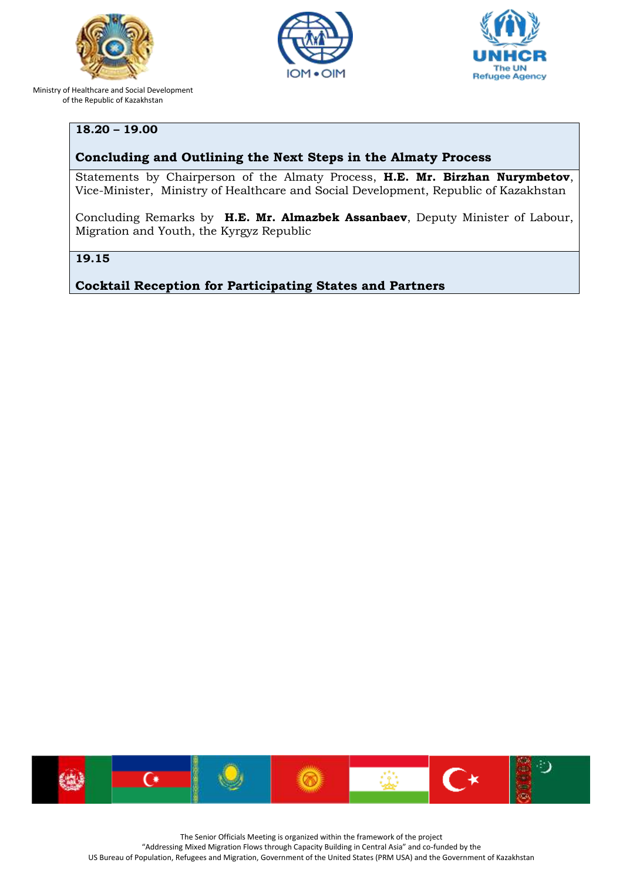Ministry of Healthcare and Social Development
of the Republic of Kazakhstan

**18.20 – 19.00**

**Concluding and Outlining the Next Steps in the Almaty Process**

Statements by Chairperson of the Almaty Process, **H.E. Mr. Birzhan Nurymbetov**, Vice-Minister, Ministry of Healthcare and Social Development, Republic of Kazakhstan

Concluding Remarks by **H.E. Mr. Almazbek Assanbaev**, Deputy Minister of Labour, Migration and Youth, the Kyrgyz Republic

**19.15**

**Cocktail Reception for Participating States and Partners**

The Senior Officials Meeting is organized within the framework of the project
"Addressing Mixed Migration Flows through Capacity Building in Central Asia" and co-funded by the
US Bureau of Population, Refugees and Migration, Government of the United States (PRM USA) and the Government of Kazakhstan